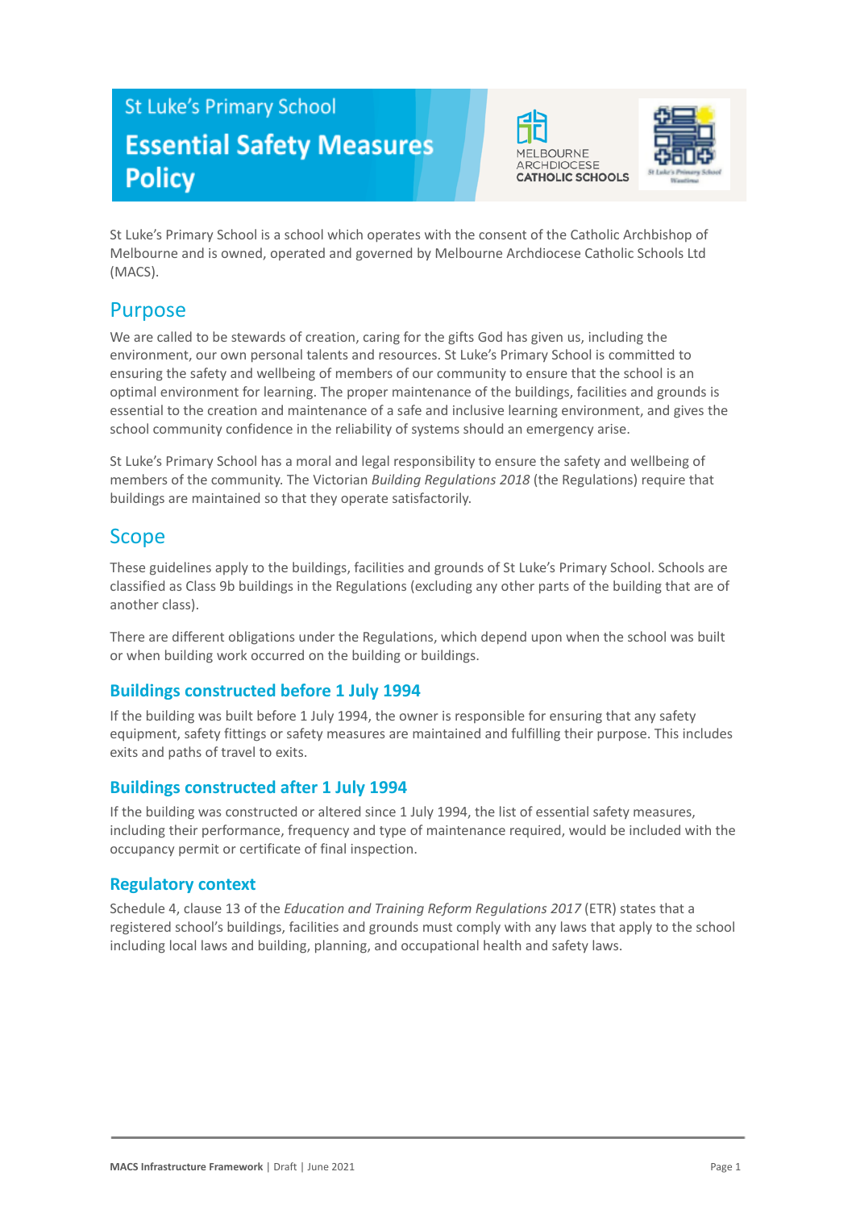St Luke's Primary School

# Essential Safety Measures Policy

St Luke's Primary School is a school which operates with the consent of the Catholic Archbishop of Melbourne and is owned, operated and governed by Melbourne Archdiocese Catholic Schools Ltd (MACS).

## Purpose

We are called to be stewards of creation, caring for the gifts God has given us, including the environment, our own personal talents and resources. St Luke's Primary School is committed to ensuring the safety and wellbeing of members of our community to ensure that the school is an optimal environment for learning. The proper maintenance of the buildings, facilities and grounds is essential to the creation and maintenance of a safe and inclusive learning environment, and gives the school community confidence in the reliability of systems should an emergency arise.

St Luke's Primary School has a moral and legal responsibility to ensure the safety and wellbeing of members of the community. The Victorian *Building Regulations 2018* (the Regulations) require that buildings are maintained so that they operate satisfactorily.

## Scope

These guidelines apply to the buildings, facilities and grounds of St Luke's Primary School. Schools are classified as Class 9b buildings in the Regulations (excluding any other parts of the building that are of another class).

There are different obligations under the Regulations, which depend upon when the school was built or when building work occurred on the building or buildings.

### Buildings constructed before 1 July 1994

If the building was built before 1 July 1994, the owner is responsible for ensuring that any safety equipment, safety fittings or safety measures are maintained and fulfilling their purpose. This includes exits and paths of travel to exits.

### Buildings constructed after 1 July 1994

If the building was constructed or altered since 1 July 1994, the list of essential safety measures, including their performance, frequency and type of maintenance required, would be included with the occupancy permit or certificate of final inspection.

### Regulatory context

Schedule 4, clause 13 of the *Education and Training Reform Regulations 2017* (ETR) states that a registered school's buildings, facilities and grounds must comply with any laws that apply to the school including local laws and building, planning, and occupational health and safety laws.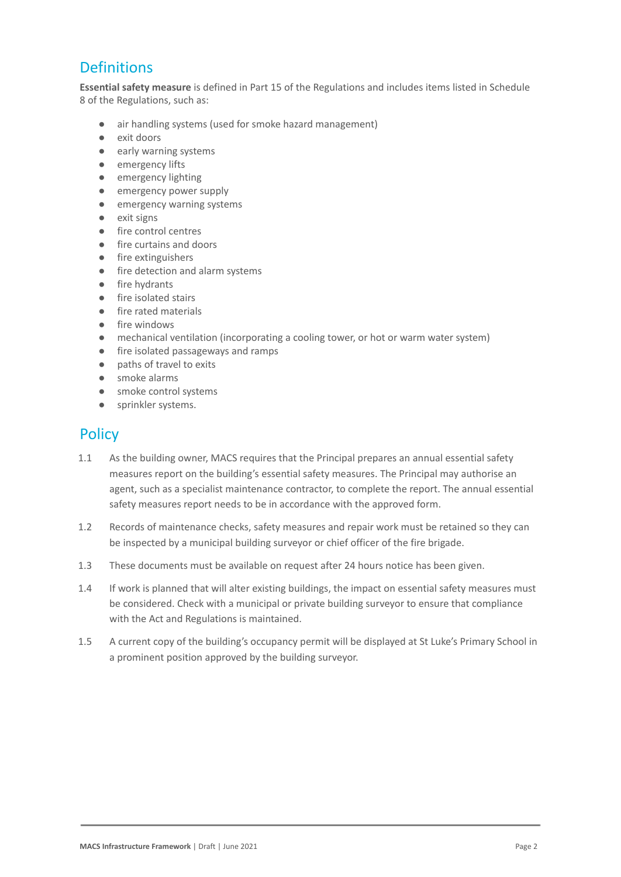## Definitions

**Essential safety measure** is defined in Part 15 of the Regulations and includes items listed in Schedule 8 of the Regulations, such as:

- air handling systems (used for smoke hazard management)
- exit doors
- early warning systems
- emergency lifts
- emergency lighting
- emergency power supply
- emergency warning systems
- exit signs
- fire control centres
- fire curtains and doors
- fire extinguishers
- fire detection and alarm systems
- fire hydrants
- fire isolated stairs
- fire rated materials
- fire windows
- mechanical ventilation (incorporating a cooling tower, or hot or warm water system)
- fire isolated passageways and ramps
- paths of travel to exits
- smoke alarms
- smoke control systems
- sprinkler systems.

## Policy

1.1 As the building owner, MACS requires that the Principal prepares an annual essential safety measures report on the building's essential safety measures. The Principal may authorise an agent, such as a specialist maintenance contractor, to complete the report. The annual essential safety measures report needs to be in accordance with the approved form.

1.2 Records of maintenance checks, safety measures and repair work must be retained so they can be inspected by a municipal building surveyor or chief officer of the fire brigade.

1.3 These documents must be available on request after 24 hours notice has been given.

1.4 If work is planned that will alter existing buildings, the impact on essential safety measures must be considered. Check with a municipal or private building surveyor to ensure that compliance with the Act and Regulations is maintained.

1.5 A current copy of the building's occupancy permit will be displayed at St Luke's Primary School in a prominent position approved by the building surveyor.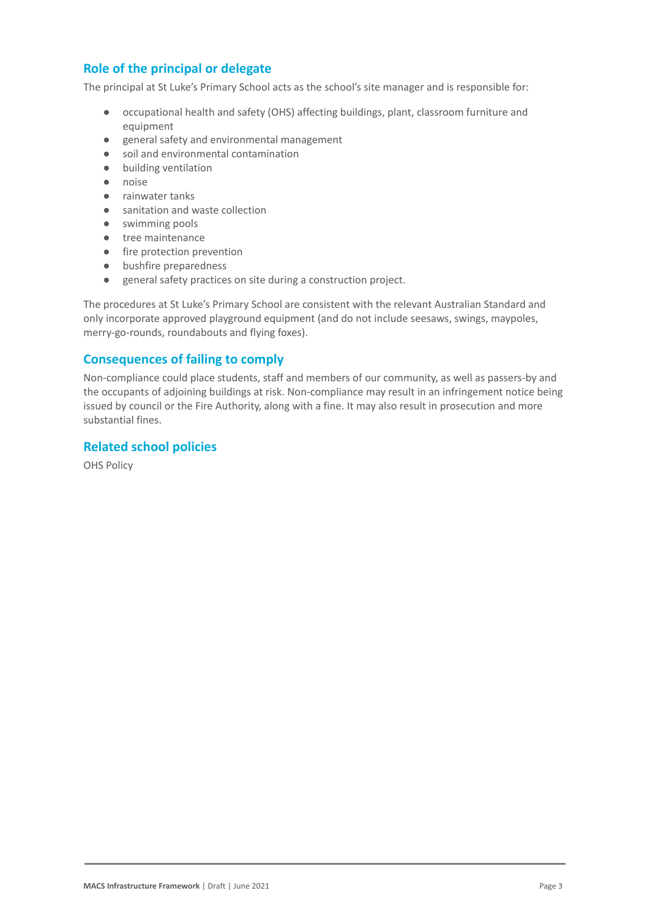## Role of the principal or delegate

The principal at St Luke's Primary School acts as the school's site manager and is responsible for:

- occupational health and safety (OHS) affecting buildings, plant, classroom furniture and equipment
- general safety and environmental management
- soil and environmental contamination
- building ventilation
- noise
- rainwater tanks
- sanitation and waste collection
- swimming pools
- tree maintenance
- fire protection prevention
- bushfire preparedness
- general safety practices on site during a construction project.

The procedures at St Luke's Primary School are consistent with the relevant Australian Standard and only incorporate approved playground equipment (and do not include seesaws, swings, maypoles, merry-go-rounds, roundabouts and flying foxes).

## Consequences of failing to comply

Non-compliance could place students, staff and members of our community, as well as passers-by and the occupants of adjoining buildings at risk. Non-compliance may result in an infringement notice being issued by council or the Fire Authority, along with a fine. It may also result in prosecution and more substantial fines.

## Related school policies

OHS Policy